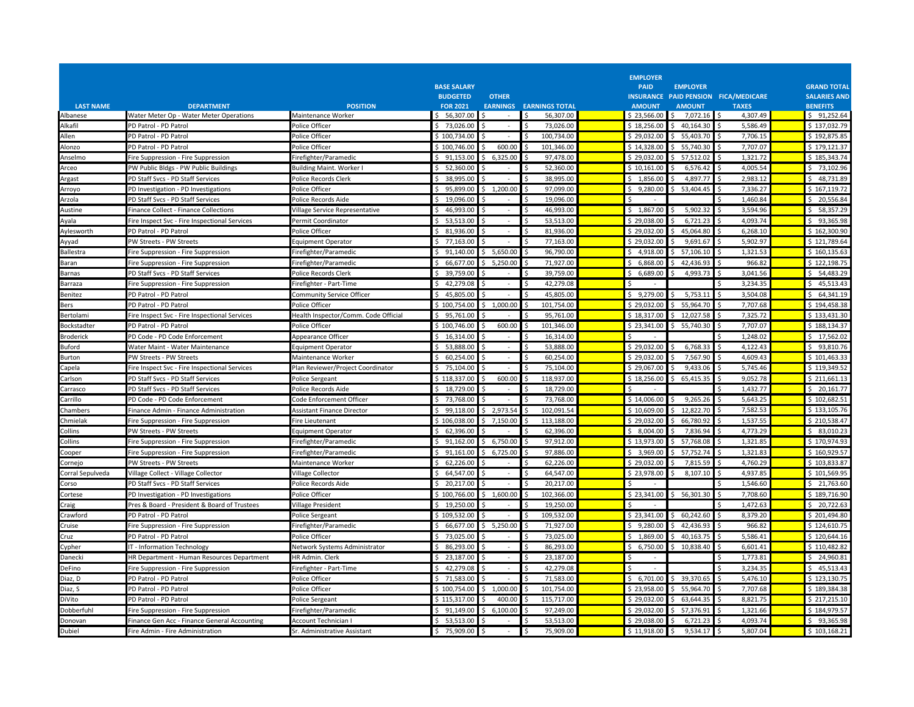| LAST NAME | DEPARTMENT | POSITION | BASE SALARY BUDGETED FOR 2021 | OTHER EARNINGS | EARNINGS TOTAL | | EMPLOYER PAID INSURANCE AMOUNT | EMPLOYER PAID PENSION AMOUNT | FICA/MEDICARE TAXES | | GRAND TOTAL SALARIES AND BENEFITS |
|---|---|---|---|---|---|---|---|---|---|---|---|
| Albanese | Water Meter Op - Water Meter Operations | Maintenance Worker | $ 56,307.00 | $ - | $ 56,307.00 | | $ 23,566.00 | $ 7,072.16 | $ 4,307.49 | | $ 91,252.64 |
| Alkafil | PD Patrol - PD Patrol | Police Officer | $ 73,026.00 | $ - | $ 73,026.00 | | $ 18,256.00 | $ 40,164.30 | $ 5,586.49 | | $ 137,032.79 |
| Allen | PD Patrol - PD Patrol | Police Officer | $ 100,734.00 | $ - | $ 100,734.00 | | $ 29,032.00 | $ 55,403.70 | $ 7,706.15 | | $ 192,875.85 |
| Alonzo | PD Patrol - PD Patrol | Police Officer | $ 100,746.00 | $ 600.00 | $ 101,346.00 | | $ 14,328.00 | $ 55,740.30 | $ 7,707.07 | | $ 179,121.37 |
| Anselmo | Fire Suppression - Fire Suppression | Firefighter/Paramedic | $ 91,153.00 | $ 6,325.00 | $ 97,478.00 | | $ 29,032.00 | $ 57,512.02 | $ 1,321.72 | | $ 185,343.74 |
| Arceo | PW Public Bldgs - PW Public Buildings | Building Maint. Worker I | $ 52,360.00 | $ - | $ 52,360.00 | | $ 10,161.00 | $ 6,576.42 | $ 4,005.54 | | $ 73,102.96 |
| Argast | PD Staff Svcs - PD Staff Services | Police Records Clerk | $ 38,995.00 | $ - | $ 38,995.00 | | $ 1,856.00 | $ 4,897.77 | $ 2,983.12 | | $ 48,731.89 |
| Arroyo | PD Investigation - PD Investigations | Police Officer | $ 95,899.00 | $ 1,200.00 | $ 97,099.00 | | $ 9,280.00 | $ 53,404.45 | $ 7,336.27 | | $ 167,119.72 |
| Arzola | PD Staff Svcs - PD Staff Services | Police Records Aide | $ 19,096.00 | $ - | $ 19,096.00 | | $ - | | $ 1,460.84 | | $ 20,556.84 |
| Austine | Finance Collect - Finance Collections | Village Service Representative | $ 46,993.00 | $ - | $ 46,993.00 | | $ 1,867.00 | $ 5,902.32 | $ 3,594.96 | | $ 58,357.29 |
| Ayala | Fire Inspect Svc - Fire Inspectional Services | Permit Coordinator | $ 53,513.00 | $ - | $ 53,513.00 | | $ 29,038.00 | $ 6,721.23 | $ 4,093.74 | | $ 93,365.98 |
| Aylesworth | PD Patrol - PD Patrol | Police Officer | $ 81,936.00 | $ - | $ 81,936.00 | | $ 29,032.00 | $ 45,064.80 | $ 6,268.10 | | $ 162,300.90 |
| Ayyad | PW Streets - PW Streets | Equipment Operator | $ 77,163.00 | $ - | $ 77,163.00 | | $ 29,032.00 | $ 9,691.67 | $ 5,902.97 | | $ 121,789.64 |
| Ballestra | Fire Suppression - Fire Suppression | Firefighter/Paramedic | $ 91,140.00 | $ 5,650.00 | $ 96,790.00 | | $ 4,918.00 | $ 57,106.10 | $ 1,321.53 | | $ 160,135.63 |
| Baran | Fire Suppression - Fire Suppression | Firefighter/Paramedic | $ 66,677.00 | $ 5,250.00 | $ 71,927.00 | | $ 6,868.00 | $ 42,436.93 | $ 966.82 | | $ 122,198.75 |
| Barnas | PD Staff Svcs - PD Staff Services | Police Records Clerk | $ 39,759.00 | $ - | $ 39,759.00 | | $ 6,689.00 | $ 4,993.73 | $ 3,041.56 | | $ 54,483.29 |
| Barraza | Fire Suppression - Fire Suppression | Firefighter - Part-Time | $ 42,279.08 | $ - | $ 42,279.08 | | $ - | | $ 3,234.35 | | $ 45,513.43 |
| Benitez | PD Patrol - PD Patrol | Community Service Officer | $ 45,805.00 | $ - | $ 45,805.00 | | $ 9,279.00 | $ 5,753.11 | $ 3,504.08 | | $ 64,341.19 |
| Bers | PD Patrol - PD Patrol | Police Officer | $ 100,754.00 | $ 1,000.00 | $ 101,754.00 | | $ 29,032.00 | $ 55,964.70 | $ 7,707.68 | | $ 194,458.38 |
| Bertolami | Fire Inspect Svc - Fire Inspectional Services | Health Inspector/Comm. Code Official | $ 95,761.00 | $ - | $ 95,761.00 | | $ 18,317.00 | $ 12,027.58 | $ 7,325.72 | | $ 133,431.30 |
| Bockstadter | PD Patrol - PD Patrol | Police Officer | $ 100,746.00 | $ 600.00 | $ 101,346.00 | | $ 23,341.00 | $ 55,740.30 | $ 7,707.07 | | $ 188,134.37 |
| Broderick | PD Code - PD Code Enforcement | Appearance Officer | $ 16,314.00 | $ - | $ 16,314.00 | | $ - | | $ 1,248.02 | | $ 17,562.02 |
| Buford | Water Maint - Water Maintenance | Equipment Operator | $ 53,888.00 | $ - | $ 53,888.00 | | $ 29,032.00 | $ 6,768.33 | $ 4,122.43 | | $ 93,810.76 |
| Burton | PW Streets - PW Streets | Maintenance Worker | $ 60,254.00 | $ - | $ 60,254.00 | | $ 29,032.00 | $ 7,567.90 | $ 4,609.43 | | $ 101,463.33 |
| Capela | Fire Inspect Svc - Fire Inspectional Services | Plan Reviewer/Project Coordinator | $ 75,104.00 | $ - | $ 75,104.00 | | $ 29,067.00 | $ 9,433.06 | $ 5,745.46 | | $ 119,349.52 |
| Carlson | PD Staff Svcs - PD Staff Services | Police Sergeant | $ 118,337.00 | $ 600.00 | $ 118,937.00 | | $ 18,256.00 | $ 65,415.35 | $ 9,052.78 | | $ 211,661.13 |
| Carrasco | PD Staff Svcs - PD Staff Services | Police Records Aide | $ 18,729.00 | $ - | $ 18,729.00 | | $ - | | $ 1,432.77 | | $ 20,161.77 |
| Carrillo | PD Code - PD Code Enforcement | Code Enforcement Officer | $ 73,768.00 | $ - | $ 73,768.00 | | $ 14,006.00 | $ 9,265.26 | $ 5,643.25 | | $ 102,682.51 |
| Chambers | Finance Admin - Finance Administration | Assistant Finance Director | $ 99,118.00 | $ 2,973.54 | $ 102,091.54 | | $ 10,609.00 | $ 12,822.70 | $ 7,582.53 | | $ 133,105.76 |
| Chmielak | Fire Suppression - Fire Suppression | Fire Lieutenant | $ 106,038.00 | $ 7,150.00 | $ 113,188.00 | | $ 29,032.00 | $ 66,780.92 | $ 1,537.55 | | $ 210,538.47 |
| Collins | PW Streets - PW Streets | Equipment Operator | $ 62,396.00 | $ - | $ 62,396.00 | | $ 8,004.00 | $ 7,836.94 | $ 4,773.29 | | $ 83,010.23 |
| Collins | Fire Suppression - Fire Suppression | Firefighter/Paramedic | $ 91,162.00 | $ 6,750.00 | $ 97,912.00 | | $ 13,973.00 | $ 57,768.08 | $ 1,321.85 | | $ 170,974.93 |
| Cooper | Fire Suppression - Fire Suppression | Firefighter/Paramedic | $ 91,161.00 | $ 6,725.00 | $ 97,886.00 | | $ 3,969.00 | $ 57,752.74 | $ 1,321.83 | | $ 160,929.57 |
| Cornejo | PW Streets - PW Streets | Maintenance Worker | $ 62,226.00 | $ - | $ 62,226.00 | | $ 29,032.00 | $ 7,815.59 | $ 4,760.29 | | $ 103,833.87 |
| Corral Sepulveda | Village Collect - Village Collector | Village Collector | $ 64,547.00 | $ - | $ 64,547.00 | | $ 23,978.00 | $ 8,107.10 | $ 4,937.85 | | $ 101,569.95 |
| Corso | PD Staff Svcs - PD Staff Services | Police Records Aide | $ 20,217.00 | $ - | $ 20,217.00 | | $ - | | $ 1,546.60 | | $ 21,763.60 |
| Cortese | PD Investigation - PD Investigations | Police Officer | $ 100,766.00 | $ 1,600.00 | $ 102,366.00 | | $ 23,341.00 | $ 56,301.30 | $ 7,708.60 | | $ 189,716.90 |
| Craig | Pres & Board - President & Board of Trustees | Village President | $ 19,250.00 | $ - | $ 19,250.00 | | $ - | | $ 1,472.63 | | $ 20,722.63 |
| Crawford | PD Patrol - PD Patrol | Police Sergeant | $ 109,532.00 | $ - | $ 109,532.00 | | $ 23,341.00 | $ 60,242.60 | $ 8,379.20 | | $ 201,494.80 |
| Cruise | Fire Suppression - Fire Suppression | Firefighter/Paramedic | $ 66,677.00 | $ 5,250.00 | $ 71,927.00 | | $ 9,280.00 | $ 42,436.93 | $ 966.82 | | $ 124,610.75 |
| Cruz | PD Patrol - PD Patrol | Police Officer | $ 73,025.00 | $ - | $ 73,025.00 | | $ 1,869.00 | $ 40,163.75 | $ 5,586.41 | | $ 120,644.16 |
| Cypher | IT - Information Technology | Network Systems Administrator | $ 86,293.00 | $ - | $ 86,293.00 | | $ 6,750.00 | $ 10,838.40 | $ 6,601.41 | | $ 110,482.82 |
| Danecki | HR Department - Human Resources Department | HR Admin. Clerk | $ 23,187.00 | $ - | $ 23,187.00 | | $ - | | $ 1,773.81 | | $ 24,960.81 |
| DeFino | Fire Suppression - Fire Suppression | Firefighter - Part-Time | $ 42,279.08 | $ - | $ 42,279.08 | | $ - | | $ 3,234.35 | | $ 45,513.43 |
| Diaz, D | PD Patrol - PD Patrol | Police Officer | $ 71,583.00 | $ - | $ 71,583.00 | | $ 6,701.00 | $ 39,370.65 | $ 5,476.10 | | $ 123,130.75 |
| Diaz, S | PD Patrol - PD Patrol | Police Officer | $ 100,754.00 | $ 1,000.00 | $ 101,754.00 | | $ 23,958.00 | $ 55,964.70 | $ 7,707.68 | | $ 189,384.38 |
| DiVito | PD Patrol - PD Patrol | Police Sergeant | $ 115,317.00 | $ 400.00 | $ 115,717.00 | | $ 29,032.00 | $ 63,644.35 | $ 8,821.75 | | $ 217,215.10 |
| Dobberfuhl | Fire Suppression - Fire Suppression | Firefighter/Paramedic | $ 91,149.00 | $ 6,100.00 | $ 97,249.00 | | $ 29,032.00 | $ 57,376.91 | $ 1,321.66 | | $ 184,979.57 |
| Donovan | Finance Gen Acc - Finance General Accounting | Account Technician I | $ 53,513.00 | $ - | $ 53,513.00 | | $ 29,038.00 | $ 6,721.23 | $ 4,093.74 | | $ 93,365.98 |
| Dubiel | Fire Admin - Fire Administration | Sr. Administrative Assistant | $ 75,909.00 | $ - | $ 75,909.00 | | $ 11,918.00 | $ 9,534.17 | $ 5,807.04 | | $ 103,168.21 |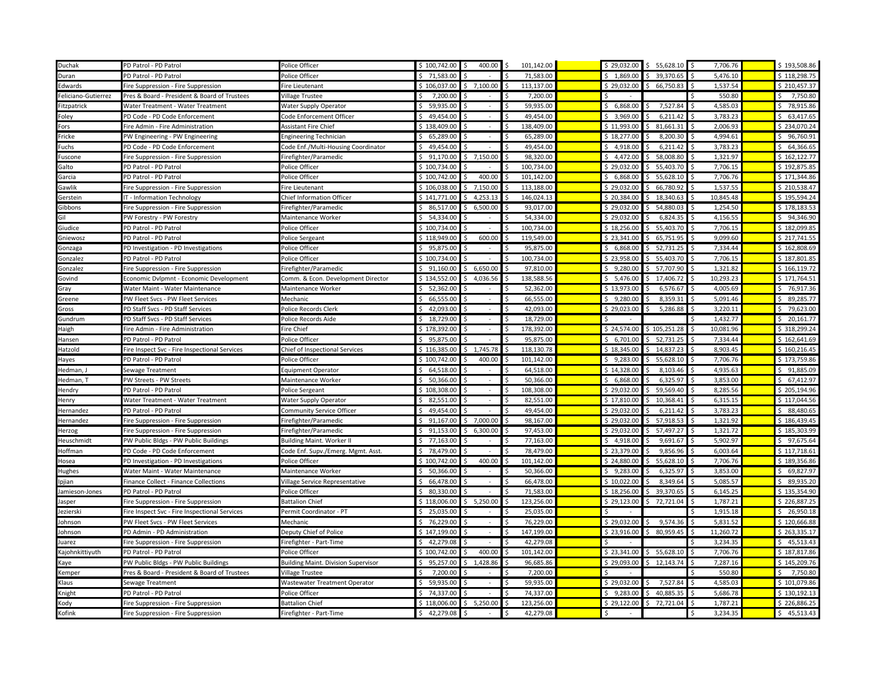| | | | | | | | | | | | |
|---|---|---|---|---|---|---|---|---|---|---|---|
| Duchak | PD Patrol - PD Patrol | Police Officer | $ 100,742.00 | $ 400.00 | $ 101,142.00 | | $ 29,032.00 | $ 55,628.10 | $ 7,706.76 | | $ 193,508.86 |
| Duran | PD Patrol - PD Patrol | Police Officer | $ 71,583.00 | $ - | $ 71,583.00 | | $ 1,869.00 | $ 39,370.65 | $ 5,476.10 | | $ 118,298.75 |
| Edwards | Fire Suppression - Fire Suppression | Fire Lieutenant | $ 106,037.00 | $ 7,100.00 | $ 113,137.00 | | $ 29,032.00 | $ 66,750.83 | $ 1,537.54 | | $ 210,457.37 |
| Feliciano-Gutierrez | Pres & Board - President & Board of Trustees | Village Trustee | $ 7,200.00 | $ - | $ 7,200.00 | | $ - | | $ 550.80 | | $ 7,750.80 |
| Fitzpatrick | Water Treatment - Water Treatment | Water Supply Operator | $ 59,935.00 | $ - | $ 59,935.00 | | $ 6,868.00 | $ 7,527.84 | $ 4,585.03 | | $ 78,915.86 |
| Foley | PD Code - PD Code Enforcement | Code Enforcement Officer | $ 49,454.00 | $ - | $ 49,454.00 | | $ 3,969.00 | $ 6,211.42 | $ 3,783.23 | | $ 63,417.65 |
| Fors | Fire Admin - Fire Administration | Assistant Fire Chief | $ 138,409.00 | $ - | $ 138,409.00 | | $ 11,993.00 | $ 81,661.31 | $ 2,006.93 | | $ 234,070.24 |
| Fricke | PW Engineering - PW Engineering | Engineering Technician | $ 65,289.00 | $ - | $ 65,289.00 | | $ 18,277.00 | $ 8,200.30 | $ 4,994.61 | | $ 96,760.91 |
| Fuchs | PD Code - PD Code Enforcement | Code Enf./Multi-Housing Coordinator | $ 49,454.00 | $ - | $ 49,454.00 | | $ 4,918.00 | $ 6,211.42 | $ 3,783.23 | | $ 64,366.65 |
| Fuscone | Fire Suppression - Fire Suppression | Firefighter/Paramedic | $ 91,170.00 | $ 7,150.00 | $ 98,320.00 | | $ 4,472.00 | $ 58,008.80 | $ 1,321.97 | | $ 162,122.77 |
| Galto | PD Patrol - PD Patrol | Police Officer | $ 100,734.00 | $ - | $ 100,734.00 | | $ 29,032.00 | $ 55,403.70 | $ 7,706.15 | | $ 192,875.85 |
| Garcia | PD Patrol - PD Patrol | Police Officer | $ 100,742.00 | $ 400.00 | $ 101,142.00 | | $ 6,868.00 | $ 55,628.10 | $ 7,706.76 | | $ 171,344.86 |
| Gawlik | Fire Suppression - Fire Suppression | Fire Lieutenant | $ 106,038.00 | $ 7,150.00 | $ 113,188.00 | | $ 29,032.00 | $ 66,780.92 | $ 1,537.55 | | $ 210,538.47 |
| Gerstein | IT - Information Technology | Chief Information Officer | $ 141,771.00 | $ 4,253.13 | $ 146,024.13 | | $ 20,384.00 | $ 18,340.63 | $ 10,845.48 | | $ 195,594.24 |
| Gibbons | Fire Suppression - Fire Suppression | Firefighter/Paramedic | $ 86,517.00 | $ 6,500.00 | $ 93,017.00 | | $ 29,032.00 | $ 54,880.03 | $ 1,254.50 | | $ 178,183.53 |
| Gil | PW Forestry - PW Forestry | Maintenance Worker | $ 54,334.00 | $ - | $ 54,334.00 | | $ 29,032.00 | $ 6,824.35 | $ 4,156.55 | | $ 94,346.90 |
| Giudice | PD Patrol - PD Patrol | Police Officer | $ 100,734.00 | $ - | $ 100,734.00 | | $ 18,256.00 | $ 55,403.70 | $ 7,706.15 | | $ 182,099.85 |
| Gniewosz | PD Patrol - PD Patrol | Police Sergeant | $ 118,949.00 | $ 600.00 | $ 119,549.00 | | $ 23,341.00 | $ 65,751.95 | $ 9,099.60 | | $ 217,741.55 |
| Gonzaga | PD Investigation - PD Investigations | Police Officer | $ 95,875.00 | $ - | $ 95,875.00 | | $ 6,868.00 | $ 52,731.25 | $ 7,334.44 | | $ 162,808.69 |
| Gonzalez | PD Patrol - PD Patrol | Police Officer | $ 100,734.00 | $ - | $ 100,734.00 | | $ 23,958.00 | $ 55,403.70 | $ 7,706.15 | | $ 187,801.85 |
| Gonzalez | Fire Suppression - Fire Suppression | Firefighter/Paramedic | $ 91,160.00 | $ 6,650.00 | $ 97,810.00 | | $ 9,280.00 | $ 57,707.90 | $ 1,321.82 | | $ 166,119.72 |
| Govind | Economic Dvlpmnt - Economic Development | Comm. & Econ. Development Director | $ 134,552.00 | $ 4,036.56 | $ 138,588.56 | | $ 5,476.00 | $ 17,406.72 | $ 10,293.23 | | $ 171,764.51 |
| Gray | Water Maint - Water Maintenance | Maintenance Worker | $ 52,362.00 | $ - | $ 52,362.00 | | $ 13,973.00 | $ 6,576.67 | $ 4,005.69 | | $ 76,917.36 |
| Greene | PW Fleet Svcs - PW Fleet Services | Mechanic | $ 66,555.00 | $ - | $ 66,555.00 | | $ 9,280.00 | $ 8,359.31 | $ 5,091.46 | | $ 89,285.77 |
| Gross | PD Staff Svcs - PD Staff Services | Police Records Clerk | $ 42,093.00 | $ - | $ 42,093.00 | | $ 29,023.00 | $ 5,286.88 | $ 3,220.11 | | $ 79,623.00 |
| Gundrum | PD Staff Svcs - PD Staff Services | Police Records Aide | $ 18,729.00 | $ - | $ 18,729.00 | | $ - | | $ 1,432.77 | | $ 20,161.77 |
| Haigh | Fire Admin - Fire Administration | Fire Chief | $ 178,392.00 | $ - | $ 178,392.00 | | $ 24,574.00 | $ 105,251.28 | $ 10,081.96 | | $ 318,299.24 |
| Hansen | PD Patrol - PD Patrol | Police Officer | $ 95,875.00 | $ - | $ 95,875.00 | | $ 6,701.00 | $ 52,731.25 | $ 7,334.44 | | $ 162,641.69 |
| Hatzold | Fire Inspect Svc - Fire Inspectional Services | Chief of Inspectional Services | $ 116,385.00 | $ 1,745.78 | $ 118,130.78 | | $ 18,345.00 | $ 14,837.23 | $ 8,903.45 | | $ 160,216.45 |
| Hayes | PD Patrol - PD Patrol | Police Officer | $ 100,742.00 | $ 400.00 | $ 101,142.00 | | $ 9,283.00 | $ 55,628.10 | $ 7,706.76 | | $ 173,759.86 |
| Hedman, J | Sewage Treatment | Equipment Operator | $ 64,518.00 | $ - | $ 64,518.00 | | $ 14,328.00 | $ 8,103.46 | $ 4,935.63 | | $ 91,885.09 |
| Hedman, T | PW Streets - PW Streets | Maintenance Worker | $ 50,366.00 | $ - | $ 50,366.00 | | $ 6,868.00 | $ 6,325.97 | $ 3,853.00 | | $ 67,412.97 |
| Hendry | PD Patrol - PD Patrol | Police Sergeant | $ 108,308.00 | $ - | $ 108,308.00 | | $ 29,032.00 | $ 59,569.40 | $ 8,285.56 | | $ 205,194.96 |
| Henry | Water Treatment - Water Treatment | Water Supply Operator | $ 82,551.00 | $ - | $ 82,551.00 | | $ 17,810.00 | $ 10,368.41 | $ 6,315.15 | | $ 117,044.56 |
| Hernandez | PD Patrol - PD Patrol | Community Service Officer | $ 49,454.00 | $ - | $ 49,454.00 | | $ 29,032.00 | $ 6,211.42 | $ 3,783.23 | | $ 88,480.65 |
| Hernandez | Fire Suppression - Fire Suppression | Firefighter/Paramedic | $ 91,167.00 | $ 7,000.00 | $ 98,167.00 | | $ 29,032.00 | $ 57,918.53 | $ 1,321.92 | | $ 186,439.45 |
| Herzog | Fire Suppression - Fire Suppression | Firefighter/Paramedic | $ 91,153.00 | $ 6,300.00 | $ 97,453.00 | | $ 29,032.00 | $ 57,497.27 | $ 1,321.72 | | $ 185,303.99 |
| Heuschmidt | PW Public Bldgs - PW Public Buildings | Building Maint. Worker II | $ 77,163.00 | $ - | $ 77,163.00 | | $ 4,918.00 | $ 9,691.67 | $ 5,902.97 | | $ 97,675.64 |
| Hoffman | PD Code - PD Code Enforcement | Code Enf. Supv./Emerg. Mgmt. Asst. | $ 78,479.00 | $ - | $ 78,479.00 | | $ 23,379.00 | $ 9,856.96 | $ 6,003.64 | | $ 117,718.61 |
| Hosea | PD Investigation - PD Investigations | Police Officer | $ 100,742.00 | $ 400.00 | $ 101,142.00 | | $ 24,880.00 | $ 55,628.10 | $ 7,706.76 | | $ 189,356.86 |
| Hughes | Water Maint - Water Maintenance | Maintenance Worker | $ 50,366.00 | $ - | $ 50,366.00 | | $ 9,283.00 | $ 6,325.97 | $ 3,853.00 | | $ 69,827.97 |
| Ipjian | Finance Collect - Finance Collections | Village Service Representative | $ 66,478.00 | $ - | $ 66,478.00 | | $ 10,022.00 | $ 8,349.64 | $ 5,085.57 | | $ 89,935.20 |
| Jamieson-Jones | PD Patrol - PD Patrol | Police Officer | $ 80,330.00 | $ - | $ 71,583.00 | | $ 18,256.00 | $ 39,370.65 | $ 6,145.25 | | $ 135,354.90 |
| Jasper | Fire Suppression - Fire Suppression | Battalion Chief | $ 118,006.00 | $ 5,250.00 | $ 123,256.00 | | $ 29,123.00 | $ 72,721.04 | $ 1,787.21 | | $ 226,887.25 |
| Jezierski | Fire Inspect Svc - Fire Inspectional Services | Permit Coordinator - PT | $ 25,035.00 | $ - | $ 25,035.00 | | $ - | | $ 1,915.18 | | $ 26,950.18 |
| Johnson | PW Fleet Svcs - PW Fleet Services | Mechanic | $ 76,229.00 | $ - | $ 76,229.00 | | $ 29,032.00 | $ 9,574.36 | $ 5,831.52 | | $ 120,666.88 |
| Johnson | PD Admin - PD Administration | Deputy Chief of Police | $ 147,199.00 | $ - | $ 147,199.00 | | $ 23,916.00 | $ 80,959.45 | $ 11,260.72 | | $ 263,335.17 |
| Juarez | Fire Suppression - Fire Suppression | Firefighter - Part-Time | $ 42,279.08 | $ - | $ 42,279.08 | | $ - | | $ 3,234.35 | | $ 45,513.43 |
| Kajohnkittiyuth | PD Patrol - PD Patrol | Police Officer | $ 100,742.00 | $ 400.00 | $ 101,142.00 | | $ 23,341.00 | $ 55,628.10 | $ 7,706.76 | | $ 187,817.86 |
| Kaye | PW Public Bldgs - PW Public Buildings | Building Maint. Division Supervisor | $ 95,257.00 | $ 1,428.86 | $ 96,685.86 | | $ 29,093.00 | $ 12,143.74 | $ 7,287.16 | | $ 145,209.76 |
| Kemper | Pres & Board - President & Board of Trustees | Village Trustee | $ 7,200.00 | $ - | $ 7,200.00 | | $ - | | $ 550.80 | | $ 7,750.80 |
| Klaus | Sewage Treatment | Wastewater Treatment Operator | $ 59,935.00 | $ - | $ 59,935.00 | | $ 29,032.00 | $ 7,527.84 | $ 4,585.03 | | $ 101,079.86 |
| Knight | PD Patrol - PD Patrol | Police Officer | $ 74,337.00 | $ - | $ 74,337.00 | | $ 9,283.00 | $ 40,885.35 | $ 5,686.78 | | $ 130,192.13 |
| Kody | Fire Suppression - Fire Suppression | Battalion Chief | $ 118,006.00 | $ 5,250.00 | $ 123,256.00 | | $ 29,122.00 | $ 72,721.04 | $ 1,787.21 | | $ 226,886.25 |
| Kofink | Fire Suppression - Fire Suppression | Firefighter - Part-Time | $ 42,279.08 | $ - | $ 42,279.08 | | $ - | | $ 3,234.35 | | $ 45,513.43 |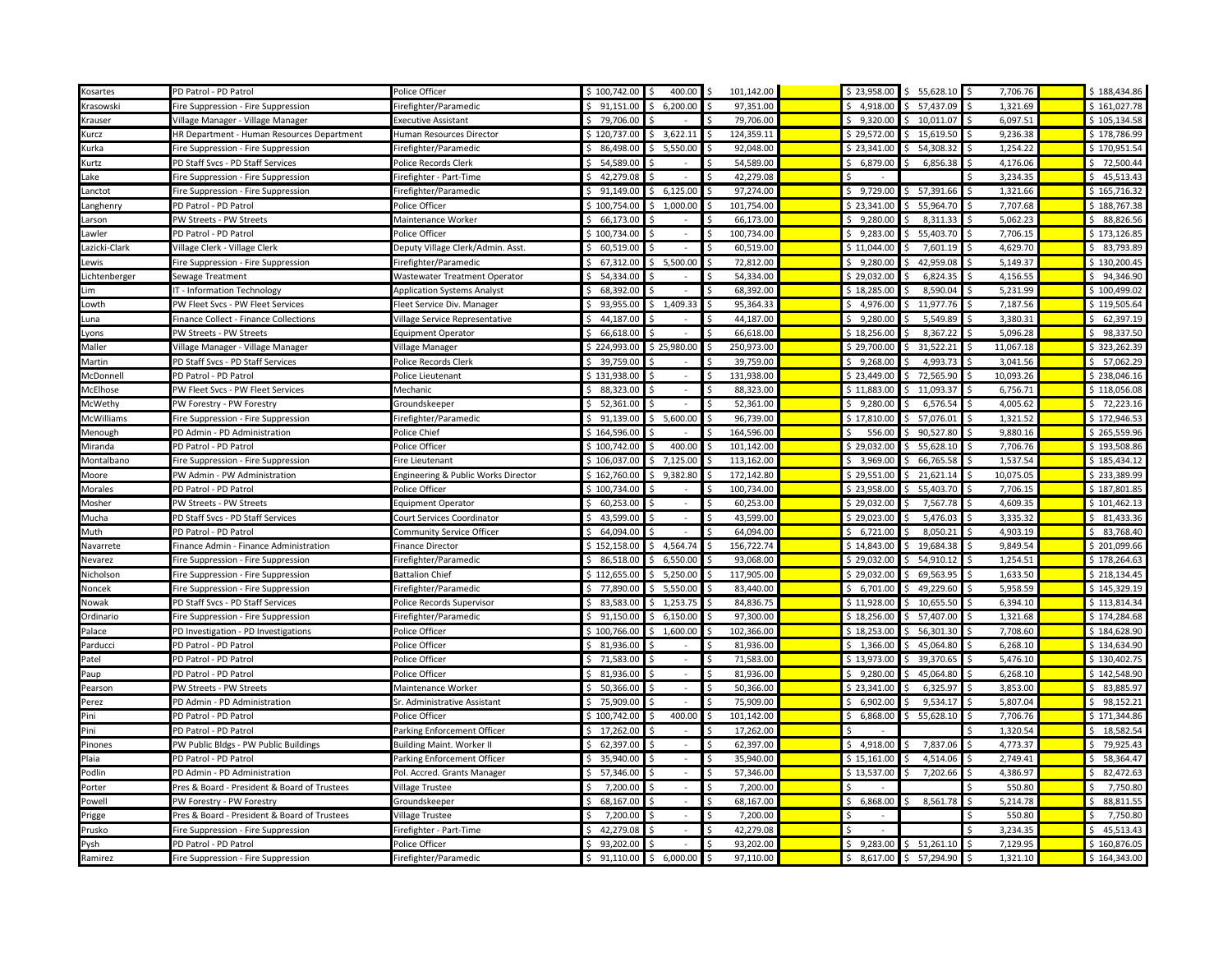| | | | | | | | | | |
|---|---|---|---|---|---|---|---|---|---|
| Kosartes | PD Patrol - PD Patrol | Police Officer | $ 100,742.00 | $ 400.00 | $ 101,142.00 | $ 23,958.00 | $ 55,628.10 | $ 7,706.76 | $ 188,434.86 |
| Krasowski | Fire Suppression - Fire Suppression | Firefighter/Paramedic | $ 91,151.00 | $ 6,200.00 | $ 97,351.00 | $ 4,918.00 | $ 57,437.09 | $ 1,321.69 | $ 161,027.78 |
| Krauser | Village Manager - Village Manager | Executive Assistant | $ 79,706.00 | $ - | $ 79,706.00 | $ 9,320.00 | $ 10,011.07 | $ 6,097.51 | $ 105,134.58 |
| Kurcz | HR Department - Human Resources Department | Human Resources Director | $ 120,737.00 | $ 3,622.11 | $ 124,359.11 | $ 29,572.00 | $ 15,619.50 | $ 9,236.38 | $ 178,786.99 |
| Kurka | Fire Suppression - Fire Suppression | Firefighter/Paramedic | $ 86,498.00 | $ 5,550.00 | $ 92,048.00 | $ 23,341.00 | $ 54,308.32 | $ 1,254.22 | $ 170,951.54 |
| Kurtz | PD Staff Svcs - PD Staff Services | Police Records Clerk | $ 54,589.00 | $ - | $ 54,589.00 | $ 6,879.00 | $ 6,856.38 | $ 4,176.06 | $ 72,500.44 |
| Lake | Fire Suppression - Fire Suppression | Firefighter - Part-Time | $ 42,279.08 | $ - | $ 42,279.08 | $ - | | $ 3,234.35 | $ 45,513.43 |
| Lanctot | Fire Suppression - Fire Suppression | Firefighter/Paramedic | $ 91,149.00 | $ 6,125.00 | $ 97,274.00 | $ 9,729.00 | $ 57,391.66 | $ 1,321.66 | $ 165,716.32 |
| Langhenry | PD Patrol - PD Patrol | Police Officer | $ 100,754.00 | $ 1,000.00 | $ 101,754.00 | $ 23,341.00 | $ 55,964.70 | $ 7,707.68 | $ 188,767.38 |
| Larson | PW Streets - PW Streets | Maintenance Worker | $ 66,173.00 | $ - | $ 66,173.00 | $ 9,280.00 | $ 8,311.33 | $ 5,062.23 | $ 88,826.56 |
| Lawler | PD Patrol - PD Patrol | Police Officer | $ 100,734.00 | $ - | $ 100,734.00 | $ 9,283.00 | $ 55,403.70 | $ 7,706.15 | $ 173,126.85 |
| Lazicki-Clark | Village Clerk - Village Clerk | Deputy Village Clerk/Admin. Asst. | $ 60,519.00 | $ - | $ 60,519.00 | $ 11,044.00 | $ 7,601.19 | $ 4,629.70 | $ 83,793.89 |
| Lewis | Fire Suppression - Fire Suppression | Firefighter/Paramedic | $ 67,312.00 | $ 5,500.00 | $ 72,812.00 | $ 9,280.00 | $ 42,959.08 | $ 5,149.37 | $ 130,200.45 |
| Lichtenberger | Sewage Treatment | Wastewater Treatment Operator | $ 54,334.00 | $ - | $ 54,334.00 | $ 29,032.00 | $ 6,824.35 | $ 4,156.55 | $ 94,346.90 |
| Lim | IT - Information Technology | Application Systems Analyst | $ 68,392.00 | $ - | $ 68,392.00 | $ 18,285.00 | $ 8,590.04 | $ 5,231.99 | $ 100,499.02 |
| Lowth | PW Fleet Svcs - PW Fleet Services | Fleet Service Div. Manager | $ 93,955.00 | $ 1,409.33 | $ 95,364.33 | $ 4,976.00 | $ 11,977.76 | $ 7,187.56 | $ 119,505.64 |
| Luna | Finance Collect - Finance Collections | Village Service Representative | $ 44,187.00 | $ - | $ 44,187.00 | $ 9,280.00 | $ 5,549.89 | $ 3,380.31 | $ 62,397.19 |
| Lyons | PW Streets - PW Streets | Equipment Operator | $ 66,618.00 | $ - | $ 66,618.00 | $ 18,256.00 | $ 8,367.22 | $ 5,096.28 | $ 98,337.50 |
| Maller | Village Manager - Village Manager | Village Manager | $ 224,993.00 | $ 25,980.00 | $ 250,973.00 | $ 29,700.00 | $ 31,522.21 | $ 11,067.18 | $ 323,262.39 |
| Martin | PD Staff Svcs - PD Staff Services | Police Records Clerk | $ 39,759.00 | $ - | $ 39,759.00 | $ 9,268.00 | $ 4,993.73 | $ 3,041.56 | $ 57,062.29 |
| McDonnell | PD Patrol - PD Patrol | Police Lieutenant | $ 131,938.00 | $ - | $ 131,938.00 | $ 23,449.00 | $ 72,565.90 | $ 10,093.26 | $ 238,046.16 |
| McElhose | PW Fleet Svcs - PW Fleet Services | Mechanic | $ 88,323.00 | $ - | $ 88,323.00 | $ 11,883.00 | $ 11,093.37 | $ 6,756.71 | $ 118,056.08 |
| McWethy | PW Forestry - PW Forestry | Groundskeeper | $ 52,361.00 | $ - | $ 52,361.00 | $ 9,280.00 | $ 6,576.54 | $ 4,005.62 | $ 72,223.16 |
| McWilliams | Fire Suppression - Fire Suppression | Firefighter/Paramedic | $ 91,139.00 | $ 5,600.00 | $ 96,739.00 | $ 17,810.00 | $ 57,076.01 | $ 1,321.52 | $ 172,946.53 |
| Menough | PD Admin - PD Administration | Police Chief | $ 164,596.00 | $ - | $ 164,596.00 | $ 556.00 | $ 90,527.80 | $ 9,880.16 | $ 265,559.96 |
| Miranda | PD Patrol - PD Patrol | Police Officer | $ 100,742.00 | $ 400.00 | $ 101,142.00 | $ 29,032.00 | $ 55,628.10 | $ 7,706.76 | $ 193,508.86 |
| Montalbano | Fire Suppression - Fire Suppression | Fire Lieutenant | $ 106,037.00 | $ 7,125.00 | $ 113,162.00 | $ 3,969.00 | $ 66,765.58 | $ 1,537.54 | $ 185,434.12 |
| Moore | PW Admin - PW Administration | Engineering & Public Works Director | $ 162,760.00 | $ 9,382.80 | $ 172,142.80 | $ 29,551.00 | $ 21,621.14 | $ 10,075.05 | $ 233,389.99 |
| Morales | PD Patrol - PD Patrol | Police Officer | $ 100,734.00 | $ - | $ 100,734.00 | $ 23,958.00 | $ 55,403.70 | $ 7,706.15 | $ 187,801.85 |
| Mosher | PW Streets - PW Streets | Equipment Operator | $ 60,253.00 | $ - | $ 60,253.00 | $ 29,032.00 | $ 7,567.78 | $ 4,609.35 | $ 101,462.13 |
| Mucha | PD Staff Svcs - PD Staff Services | Court Services Coordinator | $ 43,599.00 | $ - | $ 43,599.00 | $ 29,023.00 | $ 5,476.03 | $ 3,335.32 | $ 81,433.36 |
| Muth | PD Patrol - PD Patrol | Community Service Officer | $ 64,094.00 | $ - | $ 64,094.00 | $ 6,721.00 | $ 8,050.21 | $ 4,903.19 | $ 83,768.40 |
| Navarrete | Finance Admin - Finance Administration | Finance Director | $ 152,158.00 | $ 4,564.74 | $ 156,722.74 | $ 14,843.00 | $ 19,684.38 | $ 9,849.54 | $ 201,099.66 |
| Nevarez | Fire Suppression - Fire Suppression | Firefighter/Paramedic | $ 86,518.00 | $ 6,550.00 | $ 93,068.00 | $ 29,032.00 | $ 54,910.12 | $ 1,254.51 | $ 178,264.63 |
| Nicholson | Fire Suppression - Fire Suppression | Battalion Chief | $ 112,655.00 | $ 5,250.00 | $ 117,905.00 | $ 29,032.00 | $ 69,563.95 | $ 1,633.50 | $ 218,134.45 |
| Noncek | Fire Suppression - Fire Suppression | Firefighter/Paramedic | $ 77,890.00 | $ 5,550.00 | $ 83,440.00 | $ 6,701.00 | $ 49,229.60 | $ 5,958.59 | $ 145,329.19 |
| Nowak | PD Staff Svcs - PD Staff Services | Police Records Supervisor | $ 83,583.00 | $ 1,253.75 | $ 84,836.75 | $ 11,928.00 | $ 10,655.50 | $ 6,394.10 | $ 113,814.34 |
| Ordinario | Fire Suppression - Fire Suppression | Firefighter/Paramedic | $ 91,150.00 | $ 6,150.00 | $ 97,300.00 | $ 18,256.00 | $ 57,407.00 | $ 1,321.68 | $ 174,284.68 |
| Palace | PD Investigation - PD Investigations | Police Officer | $ 100,766.00 | $ 1,600.00 | $ 102,366.00 | $ 18,253.00 | $ 56,301.30 | $ 7,708.60 | $ 184,628.90 |
| Parducci | PD Patrol - PD Patrol | Police Officer | $ 81,936.00 | $ - | $ 81,936.00 | $ 1,366.00 | $ 45,064.80 | $ 6,268.10 | $ 134,634.90 |
| Patel | PD Patrol - PD Patrol | Police Officer | $ 71,583.00 | $ - | $ 71,583.00 | $ 13,973.00 | $ 39,370.65 | $ 5,476.10 | $ 130,402.75 |
| Paup | PD Patrol - PD Patrol | Police Officer | $ 81,936.00 | $ - | $ 81,936.00 | $ 9,280.00 | $ 45,064.80 | $ 6,268.10 | $ 142,548.90 |
| Pearson | PW Streets - PW Streets | Maintenance Worker | $ 50,366.00 | $ - | $ 50,366.00 | $ 23,341.00 | $ 6,325.97 | $ 3,853.00 | $ 83,885.97 |
| Perez | PD Admin - PD Administration | Sr. Administrative Assistant | $ 75,909.00 | $ - | $ 75,909.00 | $ 6,902.00 | $ 9,534.17 | $ 5,807.04 | $ 98,152.21 |
| Pini | PD Patrol - PD Patrol | Police Officer | $ 100,742.00 | $ 400.00 | $ 101,142.00 | $ 6,868.00 | $ 55,628.10 | $ 7,706.76 | $ 171,344.86 |
| Pini | PD Patrol - PD Patrol | Parking Enforcement Officer | $ 17,262.00 | $ - | $ 17,262.00 | $ - | | $ 1,320.54 | $ 18,582.54 |
| Pinones | PW Public Bldgs - PW Public Buildings | Building Maint. Worker II | $ 62,397.00 | $ - | $ 62,397.00 | $ 4,918.00 | $ 7,837.06 | $ 4,773.37 | $ 79,925.43 |
| Plaia | PD Patrol - PD Patrol | Parking Enforcement Officer | $ 35,940.00 | $ - | $ 35,940.00 | $ 15,161.00 | $ 4,514.06 | $ 2,749.41 | $ 58,364.47 |
| Podlin | PD Admin - PD Administration | Pol. Accred. Grants Manager | $ 57,346.00 | $ - | $ 57,346.00 | $ 13,537.00 | $ 7,202.66 | $ 4,386.97 | $ 82,472.63 |
| Porter | Pres & Board - President & Board of Trustees | Village Trustee | $ 7,200.00 | $ - | $ 7,200.00 | $ - | | $ 550.80 | $ 7,750.80 |
| Powell | PW Forestry - PW Forestry | Groundskeeper | $ 68,167.00 | $ - | $ 68,167.00 | $ 6,868.00 | $ 8,561.78 | $ 5,214.78 | $ 88,811.55 |
| Prigge | Pres & Board - President & Board of Trustees | Village Trustee | $ 7,200.00 | $ - | $ 7,200.00 | $ - | | $ 550.80 | $ 7,750.80 |
| Prusko | Fire Suppression - Fire Suppression | Firefighter - Part-Time | $ 42,279.08 | $ - | $ 42,279.08 | $ - | | $ 3,234.35 | $ 45,513.43 |
| Pysh | PD Patrol - PD Patrol | Police Officer | $ 93,202.00 | $ - | $ 93,202.00 | $ 9,283.00 | $ 51,261.10 | $ 7,129.95 | $ 160,876.05 |
| Ramirez | Fire Suppression - Fire Suppression | Firefighter/Paramedic | $ 91,110.00 | $ 6,000.00 | $ 97,110.00 | $ 8,617.00 | $ 57,294.90 | $ 1,321.10 | $ 164,343.00 |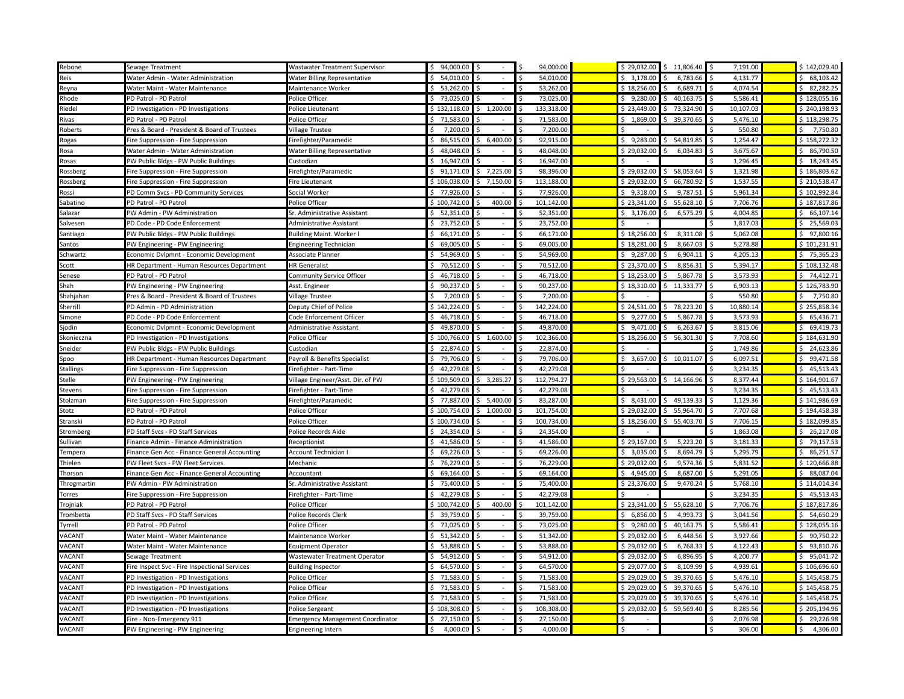| | | | | | | | | | | | |
|---|---|---|---|---|---|---|---|---|---|---|---|
| Rebone | Sewage Treatment | Wastewater Treatment Supervisor | $ 94,000.00 | $ - | $ 94,000.00 | | $ 29,032.00 | $ 11,806.40 | $ 7,191.00 | | $ 142,029.40 |
| Reis | Water Admin - Water Administration | Water Billing Representative | $ 54,010.00 | $ - | $ 54,010.00 | | $ 3,178.00 | $ 6,783.66 | $ 4,131.77 | | $ 68,103.42 |
| Reyna | Water Maint - Water Maintenance | Maintenance Worker | $ 53,262.00 | $ - | $ 53,262.00 | | $ 18,256.00 | $ 6,689.71 | $ 4,074.54 | | $ 82,282.25 |
| Rhode | PD Patrol - PD Patrol | Police Officer | $ 73,025.00 | $ - | $ 73,025.00 | | $ 9,280.00 | $ 40,163.75 | $ 5,586.41 | | $ 128,055.16 |
| Riedel | PD Investigation - PD Investigations | Police Lieutenant | $ 132,118.00 | $ 1,200.00 | $ 133,318.00 | | $ 23,449.00 | $ 73,324.90 | $ 10,107.03 | | $ 240,198.93 |
| Rivas | PD Patrol - PD Patrol | Police Officer | $ 71,583.00 | $ - | $ 71,583.00 | | $ 1,869.00 | $ 39,370.65 | $ 5,476.10 | | $ 118,298.75 |
| Roberts | Pres & Board - President & Board of Trustees | Village Trustee | $ 7,200.00 | $ - | $ 7,200.00 | | $ - | | $ 550.80 | | $ 7,750.80 |
| Rogas | Fire Suppression - Fire Suppression | Firefighter/Paramedic | $ 86,515.00 | $ 6,400.00 | $ 92,915.00 | | $ 9,283.00 | $ 54,819.85 | $ 1,254.47 | | $ 158,272.32 |
| Rosa | Water Admin - Water Administration | Water Billing Representative | $ 48,048.00 | $ - | $ 48,048.00 | | $ 29,032.00 | $ 6,034.83 | $ 3,675.67 | | $ 86,790.50 |
| Rosas | PW Public Bldgs - PW Public Buildings | Custodian | $ 16,947.00 | $ - | $ 16,947.00 | | $ - | | $ 1,296.45 | | $ 18,243.45 |
| Rossberg | Fire Suppression - Fire Suppression | Firefighter/Paramedic | $ 91,171.00 | $ 7,225.00 | $ 98,396.00 | | $ 29,032.00 | $ 58,053.64 | $ 1,321.98 | | $ 186,803.62 |
| Rossberg | Fire Suppression - Fire Suppression | Fire Lieutenant | $ 106,038.00 | $ 7,150.00 | $ 113,188.00 | | $ 29,032.00 | $ 66,780.92 | $ 1,537.55 | | $ 210,538.47 |
| Rossi | PD Comm Svcs - PD Community Services | Social Worker | $ 77,926.00 | $ - | $ 77,926.00 | | $ 9,318.00 | $ 9,787.51 | $ 5,961.34 | | $ 102,992.84 |
| Sabatino | PD Patrol - PD Patrol | Police Officer | $ 100,742.00 | $ 400.00 | $ 101,142.00 | | $ 23,341.00 | $ 55,628.10 | $ 7,706.76 | | $ 187,817.86 |
| Salazar | PW Admin - PW Administration | Sr. Administrative Assistant | $ 52,351.00 | $ - | $ 52,351.00 | | $ 3,176.00 | $ 6,575.29 | $ 4,004.85 | | $ 66,107.14 |
| Salvesen | PD Code - PD Code Enforcement | Administrative Assistant | $ 23,752.00 | $ - | $ 23,752.00 | | $ - | | $ 1,817.03 | | $ 25,569.03 |
| Santiago | PW Public Bldgs - PW Public Buildings | Building Maint. Worker I | $ 66,171.00 | $ - | $ 66,171.00 | | $ 18,256.00 | $ 8,311.08 | $ 5,062.08 | | $ 97,800.16 |
| Santos | PW Engineering - PW Engineering | Engineering Technician | $ 69,005.00 | $ - | $ 69,005.00 | | $ 18,281.00 | $ 8,667.03 | $ 5,278.88 | | $ 101,231.91 |
| Schwartz | Economic Dvlpmnt - Economic Development | Associate Planner | $ 54,969.00 | $ - | $ 54,969.00 | | $ 9,287.00 | $ 6,904.11 | $ 4,205.13 | | $ 75,365.23 |
| Scott | HR Department - Human Resources Department | HR Generalist | $ 70,512.00 | $ - | $ 70,512.00 | | $ 23,370.00 | $ 8,856.31 | $ 5,394.17 | | $ 108,132.48 |
| Senese | PD Patrol - PD Patrol | Community Service Officer | $ 46,718.00 | $ - | $ 46,718.00 | | $ 18,253.00 | $ 5,867.78 | $ 3,573.93 | | $ 74,412.71 |
| Shah | PW Engineering - PW Engineering | Asst. Engineer | $ 90,237.00 | $ - | $ 90,237.00 | | $ 18,310.00 | $ 11,333.77 | $ 6,903.13 | | $ 126,783.90 |
| Shahjahan | Pres & Board - President & Board of Trustees | Village Trustee | $ 7,200.00 | $ - | $ 7,200.00 | | $ - | | $ 550.80 | | $ 7,750.80 |
| Sherrill | PD Admin - PD Administration | Deputy Chief of Police | $ 142,224.00 | $ - | $ 142,224.00 | | $ 24,531.00 | $ 78,223.20 | $ 10,880.14 | | $ 255,858.34 |
| Simone | PD Code - PD Code Enforcement | Code Enforcement Officer | $ 46,718.00 | $ - | $ 46,718.00 | | $ 9,277.00 | $ 5,867.78 | $ 3,573.93 | | $ 65,436.71 |
| Sjodin | Economic Dvlpmnt - Economic Development | Administrative Assistant | $ 49,870.00 | $ - | $ 49,870.00 | | $ 9,471.00 | $ 6,263.67 | $ 3,815.06 | | $ 69,419.73 |
| Skonieczna | PD Investigation - PD Investigations | Police Officer | $ 100,766.00 | $ 1,600.00 | $ 102,366.00 | | $ 18,256.00 | $ 56,301.30 | $ 7,708.60 | | $ 184,631.90 |
| Sneider | PW Public Bldgs - PW Public Buildings | Custodian | $ 22,874.00 | $ - | $ 22,874.00 | | $ - | | $ 1,749.86 | | $ 24,623.86 |
| Spoo | HR Department - Human Resources Department | Payroll & Benefits Specialist | $ 79,706.00 | $ - | $ 79,706.00 | | $ 3,657.00 | $ 10,011.07 | $ 6,097.51 | | $ 99,471.58 |
| Stallings | Fire Suppression - Fire Suppression | Firefighter - Part-Time | $ 42,279.08 | $ - | $ 42,279.08 | | $ - | | $ 3,234.35 | | $ 45,513.43 |
| Stelle | PW Engineering - PW Engineering | Village Engineer/Asst. Dir. of PW | $ 109,509.00 | $ 3,285.27 | $ 112,794.27 | | $ 29,563.00 | $ 14,166.96 | $ 8,377.44 | | $ 164,901.67 |
| Stevens | Fire Suppression - Fire Suppression | Firefighter - Part-Time | $ 42,279.08 | $ - | $ 42,279.08 | | $ - | | $ 3,234.35 | | $ 45,513.43 |
| Stolzman | Fire Suppression - Fire Suppression | Firefighter/Paramedic | $ 77,887.00 | $ 5,400.00 | $ 83,287.00 | | $ 8,431.00 | $ 49,139.33 | $ 1,129.36 | | $ 141,986.69 |
| Stotz | PD Patrol - PD Patrol | Police Officer | $ 100,754.00 | $ 1,000.00 | $ 101,754.00 | | $ 29,032.00 | $ 55,964.70 | $ 7,707.68 | | $ 194,458.38 |
| Stranski | PD Patrol - PD Patrol | Police Officer | $ 100,734.00 | $ - | $ 100,734.00 | | $ 18,256.00 | $ 55,403.70 | $ 7,706.15 | | $ 182,099.85 |
| Stromberg | PD Staff Svcs - PD Staff Services | Police Records Aide | $ 24,354.00 | $ - | $ 24,354.00 | | $ - | | $ 1,863.08 | | $ 26,217.08 |
| Sullivan | Finance Admin - Finance Administration | Receptionist | $ 41,586.00 | $ - | $ 41,586.00 | | $ 29,167.00 | $ 5,223.20 | $ 3,181.33 | | $ 79,157.53 |
| Tempera | Finance Gen Acc - Finance General Accounting | Account Technician I | $ 69,226.00 | $ - | $ 69,226.00 | | $ 3,035.00 | $ 8,694.79 | $ 5,295.79 | | $ 86,251.57 |
| Thielen | PW Fleet Svcs - PW Fleet Services | Mechanic | $ 76,229.00 | $ - | $ 76,229.00 | | $ 29,032.00 | $ 9,574.36 | $ 5,831.52 | | $ 120,666.88 |
| Thorson | Finance Gen Acc - Finance General Accounting | Accountant | $ 69,164.00 | $ - | $ 69,164.00 | | $ 4,945.00 | $ 8,687.00 | $ 5,291.05 | | $ 88,087.04 |
| Throgmartin | PW Admin - PW Administration | Sr. Administrative Assistant | $ 75,400.00 | $ - | $ 75,400.00 | | $ 23,376.00 | $ 9,470.24 | $ 5,768.10 | | $ 114,014.34 |
| Torres | Fire Suppression - Fire Suppression | Firefighter - Part-Time | $ 42,279.08 | $ - | $ 42,279.08 | | $ - | | $ 3,234.35 | | $ 45,513.43 |
| Trojniak | PD Patrol - PD Patrol | Police Officer | $ 100,742.00 | $ 400.00 | $ 101,142.00 | | $ 23,341.00 | $ 55,628.10 | $ 7,706.76 | | $ 187,817.86 |
| Trombetta | PD Staff Svcs - PD Staff Services | Police Records Clerk | $ 39,759.00 | $ - | $ 39,759.00 | | $ 6,856.00 | $ 4,993.73 | $ 3,041.56 | | $ 54,650.29 |
| Tyrrell | PD Patrol - PD Patrol | Police Officer | $ 73,025.00 | $ - | $ 73,025.00 | | $ 9,280.00 | $ 40,163.75 | $ 5,586.41 | | $ 128,055.16 |
| VACANT | Water Maint - Water Maintenance | Maintenance Worker | $ 51,342.00 | $ - | $ 51,342.00 | | $ 29,032.00 | $ 6,448.56 | $ 3,927.66 | | $ 90,750.22 |
| VACANT | Water Maint - Water Maintenance | Equipment Operator | $ 53,888.00 | $ - | $ 53,888.00 | | $ 29,032.00 | $ 6,768.33 | $ 4,122.43 | | $ 93,810.76 |
| VACANT | Sewage Treatment | Wastewater Treatment Operator | $ 54,912.00 | $ - | $ 54,912.00 | | $ 29,032.00 | $ 6,896.95 | $ 4,200.77 | | $ 95,041.72 |
| VACANT | Fire Inspect Svc - Fire Inspectional Services | Building Inspector | $ 64,570.00 | $ - | $ 64,570.00 | | $ 29,077.00 | $ 8,109.99 | $ 4,939.61 | | $ 106,696.60 |
| VACANT | PD Investigation - PD Investigations | Police Officer | $ 71,583.00 | $ - | $ 71,583.00 | | $ 29,029.00 | $ 39,370.65 | $ 5,476.10 | | $ 145,458.75 |
| VACANT | PD Investigation - PD Investigations | Police Officer | $ 71,583.00 | $ - | $ 71,583.00 | | $ 29,029.00 | $ 39,370.65 | $ 5,476.10 | | $ 145,458.75 |
| VACANT | PD Investigation - PD Investigations | Police Officer | $ 71,583.00 | $ - | $ 71,583.00 | | $ 29,029.00 | $ 39,370.65 | $ 5,476.10 | | $ 145,458.75 |
| VACANT | PD Investigation - PD Investigations | Police Sergeant | $ 108,308.00 | $ - | $ 108,308.00 | | $ 29,032.00 | $ 59,569.40 | $ 8,285.56 | | $ 205,194.96 |
| VACANT | Fire - Non-Emergency 911 | Emergency Management Coordinator | $ 27,150.00 | $ - | $ 27,150.00 | | $ - | | $ 2,076.98 | | $ 29,226.98 |
| VACANT | PW Engineering - PW Engineering | Engineering Intern | $ 4,000.00 | $ - | $ 4,000.00 | | $ - | | $ 306.00 | | $ 4,306.00 |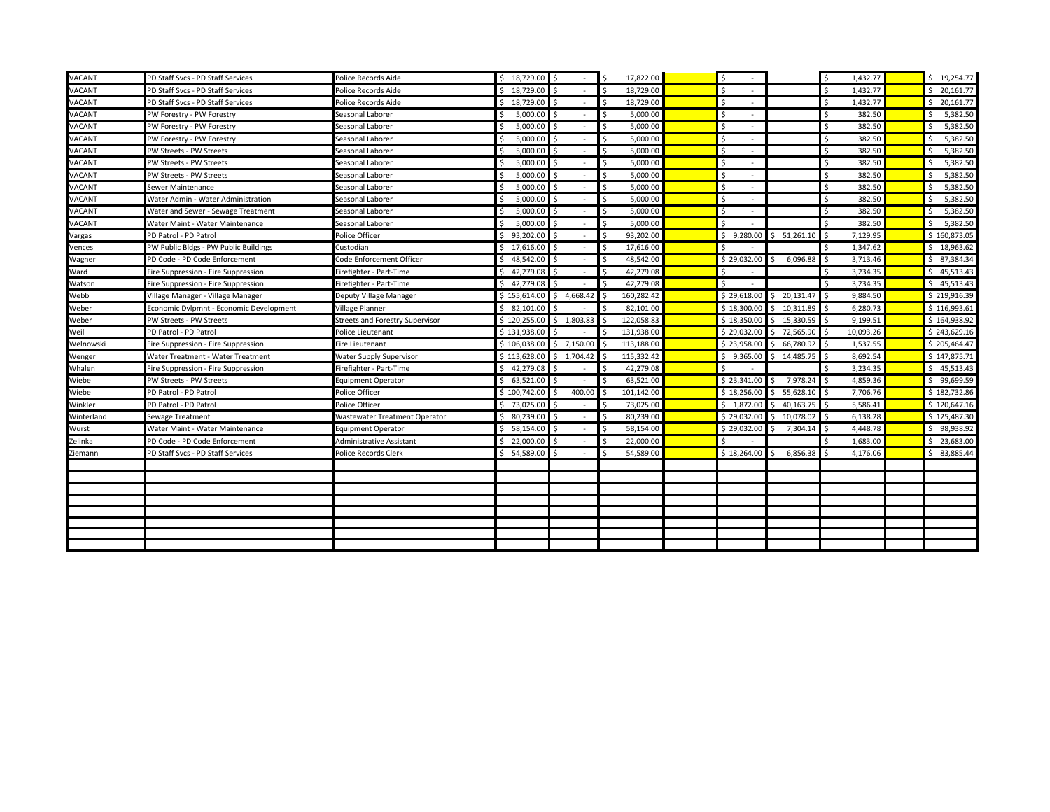| | | | | | | | | | | | | |
|---|---|---|---|---|---|---|---|---|---|---|---|---|
| VACANT | PD Staff Svcs - PD Staff Services | Police Records Aide | $ 18,729.00 | $ - | $ 17,822.00 | | $ - | | $ 1,432.77 | | $ 19,254.77 |
| VACANT | PD Staff Svcs - PD Staff Services | Police Records Aide | $ 18,729.00 | $ - | $ 18,729.00 | | $ - | | $ 1,432.77 | | $ 20,161.77 |
| VACANT | PD Staff Svcs - PD Staff Services | Police Records Aide | $ 18,729.00 | $ - | $ 18,729.00 | | $ - | | $ 1,432.77 | | $ 20,161.77 |
| VACANT | PW Forestry - PW Forestry | Seasonal Laborer | $ 5,000.00 | $ - | $ 5,000.00 | | $ - | | $ 382.50 | | $ 5,382.50 |
| VACANT | PW Forestry - PW Forestry | Seasonal Laborer | $ 5,000.00 | $ - | $ 5,000.00 | | $ - | | $ 382.50 | | $ 5,382.50 |
| VACANT | PW Forestry - PW Forestry | Seasonal Laborer | $ 5,000.00 | $ - | $ 5,000.00 | | $ - | | $ 382.50 | | $ 5,382.50 |
| VACANT | PW Streets - PW Streets | Seasonal Laborer | $ 5,000.00 | $ - | $ 5,000.00 | | $ - | | $ 382.50 | | $ 5,382.50 |
| VACANT | PW Streets - PW Streets | Seasonal Laborer | $ 5,000.00 | $ - | $ 5,000.00 | | $ - | | $ 382.50 | | $ 5,382.50 |
| VACANT | PW Streets - PW Streets | Seasonal Laborer | $ 5,000.00 | $ - | $ 5,000.00 | | $ - | | $ 382.50 | | $ 5,382.50 |
| VACANT | Sewer Maintenance | Seasonal Laborer | $ 5,000.00 | $ - | $ 5,000.00 | | $ - | | $ 382.50 | | $ 5,382.50 |
| VACANT | Water Admin - Water Administration | Seasonal Laborer | $ 5,000.00 | $ - | $ 5,000.00 | | $ - | | $ 382.50 | | $ 5,382.50 |
| VACANT | Water and Sewer - Sewage Treatment | Seasonal Laborer | $ 5,000.00 | $ - | $ 5,000.00 | | $ - | | $ 382.50 | | $ 5,382.50 |
| VACANT | Water Maint - Water Maintenance | Seasonal Laborer | $ 5,000.00 | $ - | $ 5,000.00 | | $ - | | $ 382.50 | | $ 5,382.50 |
| Vargas | PD Patrol - PD Patrol | Police Officer | $ 93,202.00 | $ - | $ 93,202.00 | | $ 9,280.00 | $ 51,261.10 | $ 7,129.95 | | $ 160,873.05 |
| Vences | PW Public Bldgs - PW Public Buildings | Custodian | $ 17,616.00 | $ - | $ 17,616.00 | | $ - | | $ 1,347.62 | | $ 18,963.62 |
| Wagner | PD Code - PD Code Enforcement | Code Enforcement Officer | $ 48,542.00 | $ - | $ 48,542.00 | | $ 29,032.00 | $ 6,096.88 | $ 3,713.46 | | $ 87,384.34 |
| Ward | Fire Suppression - Fire Suppression | Firefighter - Part-Time | $ 42,279.08 | $ - | $ 42,279.08 | | $ - | | $ 3,234.35 | | $ 45,513.43 |
| Watson | Fire Suppression - Fire Suppression | Firefighter - Part-Time | $ 42,279.08 | $ - | $ 42,279.08 | | $ - | | $ 3,234.35 | | $ 45,513.43 |
| Webb | Village Manager - Village Manager | Deputy Village Manager | $ 155,614.00 | $ 4,668.42 | $ 160,282.42 | | $ 29,618.00 | $ 20,131.47 | $ 9,884.50 | | $ 219,916.39 |
| Weber | Economic Dvlpmnt - Economic Development | Village Planner | $ 82,101.00 | $ - | $ 82,101.00 | | $ 18,300.00 | $ 10,311.89 | $ 6,280.73 | | $ 116,993.61 |
| Weber | PW Streets - PW Streets | Streets and Forestry Supervisor | $ 120,255.00 | $ 1,803.83 | $ 122,058.83 | | $ 18,350.00 | $ 15,330.59 | $ 9,199.51 | | $ 164,938.92 |
| Weil | PD Patrol - PD Patrol | Police Lieutenant | $ 131,938.00 | $ - | $ 131,938.00 | | $ 29,032.00 | $ 72,565.90 | $ 10,093.26 | | $ 243,629.16 |
| Welnowski | Fire Suppression - Fire Suppression | Fire Lieutenant | $ 106,038.00 | $ 7,150.00 | $ 113,188.00 | | $ 23,958.00 | $ 66,780.92 | $ 1,537.55 | | $ 205,464.47 |
| Wenger | Water Treatment - Water Treatment | Water Supply Supervisor | $ 113,628.00 | $ 1,704.42 | $ 115,332.42 | | $ 9,365.00 | $ 14,485.75 | $ 8,692.54 | | $ 147,875.71 |
| Whalen | Fire Suppression - Fire Suppression | Firefighter - Part-Time | $ 42,279.08 | $ - | $ 42,279.08 | | $ - | | $ 3,234.35 | | $ 45,513.43 |
| Wiebe | PW Streets - PW Streets | Equipment Operator | $ 63,521.00 | $ - | $ 63,521.00 | | $ 23,341.00 | $ 7,978.24 | $ 4,859.36 | | $ 99,699.59 |
| Wiebe | PD Patrol - PD Patrol | Police Officer | $ 100,742.00 | $ 400.00 | $ 101,142.00 | | $ 18,256.00 | $ 55,628.10 | $ 7,706.76 | | $ 182,732.86 |
| Winkler | PD Patrol - PD Patrol | Police Officer | $ 73,025.00 | $ - | $ 73,025.00 | | $ 1,872.00 | $ 40,163.75 | $ 5,586.41 | | $ 120,647.16 |
| Winterland | Sewage Treatment | Wastewater Treatment Operator | $ 80,239.00 | $ - | $ 80,239.00 | | $ 29,032.00 | $ 10,078.02 | $ 6,138.28 | | $ 125,487.30 |
| Wurst | Water Maint - Water Maintenance | Equipment Operator | $ 58,154.00 | $ - | $ 58,154.00 | | $ 29,032.00 | $ 7,304.14 | $ 4,448.78 | | $ 98,938.92 |
| Zelinka | PD Code - PD Code Enforcement | Administrative Assistant | $ 22,000.00 | $ - | $ 22,000.00 | | $ - | | $ 1,683.00 | | $ 23,683.00 |
| Ziemann | PD Staff Svcs - PD Staff Services | Police Records Clerk | $ 54,589.00 | $ - | $ 54,589.00 | | $ 18,264.00 | $ 6,856.38 | $ 4,176.06 | | $ 83,885.44 |